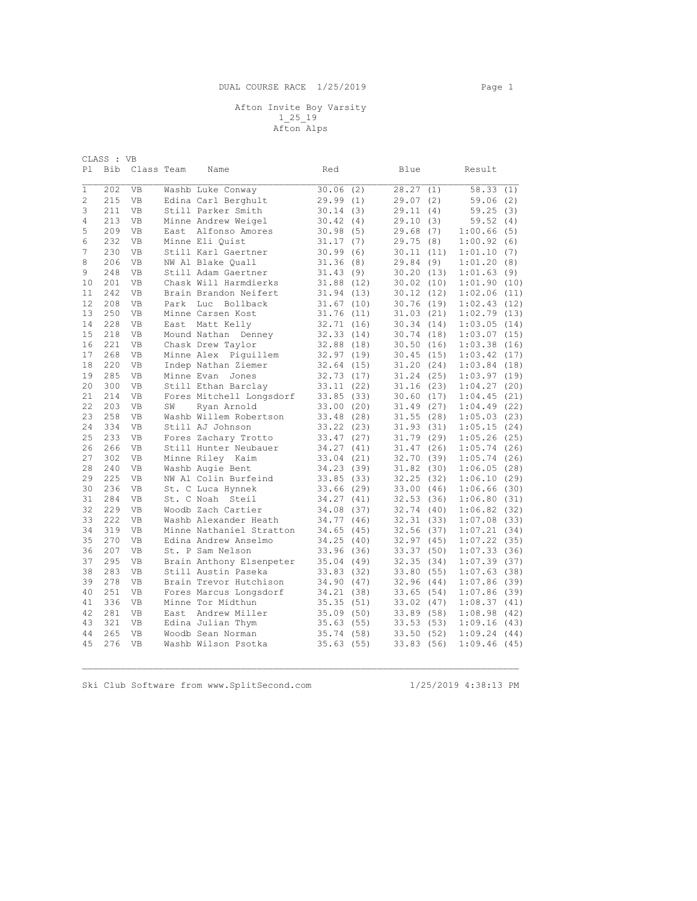DUAL COURSE RACE 1/25/2019

# Afton Invite Boy Varsity

1_25_19

Afton Alps

CLASS : VB

| Pl | Bib | Class | Team | Name | Red | Blue | Result |
|---|---|---|---|---|---|---|---|
| 1 | 202 | VB | Washb | Luke Conway | 30.06 (2) | 28.27 (1) | 58.33 (1) |
| 2 | 215 | VB | Edina | Carl Berghult | 29.99 (1) | 29.07 (2) | 59.06 (2) |
| 3 | 211 | VB | Still | Parker Smith | 30.14 (3) | 29.11 (4) | 59.25 (3) |
| 4 | 213 | VB | Minne | Andrew Weigel | 30.42 (4) | 29.10 (3) | 59.52 (4) |
| 5 | 209 | VB | East | Alfonso Amores | 30.98 (5) | 29.68 (7) | 1:00.66 (5) |
| 6 | 232 | VB | Minne | Eli Quist | 31.17 (7) | 29.75 (8) | 1:00.92 (6) |
| 7 | 230 | VB | Still | Karl Gaertner | 30.99 (6) | 30.11 (11) | 1:01.10 (7) |
| 8 | 206 | VB | NW Al | Blake Quall | 31.36 (8) | 29.84 (9) | 1:01.20 (8) |
| 9 | 248 | VB | Still | Adam Gaertner | 31.43 (9) | 30.20 (13) | 1:01.63 (9) |
| 10 | 201 | VB | Chask | Will Harmdierks | 31.88 (12) | 30.02 (10) | 1:01.90 (10) |
| 11 | 242 | VB | Brain | Brandon Neifert | 31.94 (13) | 30.12 (12) | 1:02.06 (11) |
| 12 | 208 | VB | Park | Luc Bollback | 31.67 (10) | 30.76 (19) | 1:02.43 (12) |
| 13 | 250 | VB | Minne | Carsen Kost | 31.76 (11) | 31.03 (21) | 1:02.79 (13) |
| 14 | 228 | VB | East | Matt Kelly | 32.71 (16) | 30.34 (14) | 1:03.05 (14) |
| 15 | 218 | VB | Mound | Nathan Denney | 32.33 (14) | 30.74 (18) | 1:03.07 (15) |
| 16 | 221 | VB | Chask | Drew Taylor | 32.88 (18) | 30.50 (16) | 1:03.38 (16) |
| 17 | 268 | VB | Minne | Alex Piguillem | 32.97 (19) | 30.45 (15) | 1:03.42 (17) |
| 18 | 220 | VB | Indep | Nathan Ziemer | 32.64 (15) | 31.20 (24) | 1:03.84 (18) |
| 19 | 285 | VB | Minne | Evan Jones | 32.73 (17) | 31.24 (25) | 1:03.97 (19) |
| 20 | 300 | VB | Still | Ethan Barclay | 33.11 (22) | 31.16 (23) | 1:04.27 (20) |
| 21 | 214 | VB | Fores | Mitchell Longsdorf | 33.85 (33) | 30.60 (17) | 1:04.45 (21) |
| 22 | 203 | VB | SW | Ryan Arnold | 33.00 (20) | 31.49 (27) | 1:04.49 (22) |
| 23 | 258 | VB | Washb | Willem Robertson | 33.48 (28) | 31.55 (28) | 1:05.03 (23) |
| 24 | 334 | VB | Still | AJ Johnson | 33.22 (23) | 31.93 (31) | 1:05.15 (24) |
| 25 | 233 | VB | Fores | Zachary Trotto | 33.47 (27) | 31.79 (29) | 1:05.26 (25) |
| 26 | 266 | VB | Still | Hunter Neubauer | 34.27 (41) | 31.47 (26) | 1:05.74 (26) |
| 27 | 302 | VB | Minne | Riley Kaim | 33.04 (21) | 32.70 (39) | 1:05.74 (26) |
| 28 | 240 | VB | Washb | Augie Bent | 34.23 (39) | 31.82 (30) | 1:06.05 (28) |
| 29 | 225 | VB | NW Al | Colin Burfeind | 33.85 (33) | 32.25 (32) | 1:06.10 (29) |
| 30 | 236 | VB | St. C | Luca Hynnek | 33.66 (29) | 33.00 (46) | 1:06.66 (30) |
| 31 | 284 | VB | St. C | Noah Steil | 34.27 (41) | 32.53 (36) | 1:06.80 (31) |
| 32 | 229 | VB | Woodb | Zach Cartier | 34.08 (37) | 32.74 (40) | 1:06.82 (32) |
| 33 | 222 | VB | Washb | Alexander Heath | 34.77 (46) | 32.31 (33) | 1:07.08 (33) |
| 34 | 319 | VB | Minne | Nathaniel Stratton | 34.65 (45) | 32.56 (37) | 1:07.21 (34) |
| 35 | 270 | VB | Edina | Andrew Anselmo | 34.25 (40) | 32.97 (45) | 1:07.22 (35) |
| 36 | 207 | VB | St. P | Sam Nelson | 33.96 (36) | 33.37 (50) | 1:07.33 (36) |
| 37 | 295 | VB | Brain | Anthony Elsenpeter | 35.04 (49) | 32.35 (34) | 1:07.39 (37) |
| 38 | 283 | VB | Still | Austin Paseka | 33.83 (32) | 33.80 (55) | 1:07.63 (38) |
| 39 | 278 | VB | Brain | Trevor Hutchison | 34.90 (47) | 32.96 (44) | 1:07.86 (39) |
| 40 | 251 | VB | Fores | Marcus Longsdorf | 34.21 (38) | 33.65 (54) | 1:07.86 (39) |
| 41 | 336 | VB | Minne | Tor Midthun | 35.35 (51) | 33.02 (47) | 1:08.37 (41) |
| 42 | 281 | VB | East | Andrew Miller | 35.09 (50) | 33.89 (58) | 1:08.98 (42) |
| 43 | 321 | VB | Edina | Julian Thym | 35.63 (55) | 33.53 (53) | 1:09.16 (43) |
| 44 | 265 | VB | Woodb | Sean Norman | 35.74 (58) | 33.50 (52) | 1:09.24 (44) |
| 45 | 276 | VB | Washb | Wilson Psotka | 35.63 (55) | 33.83 (56) | 1:09.46 (45) |

Ski Club Software from www.SplitSecond.com 1/25/2019 4:38:13 PM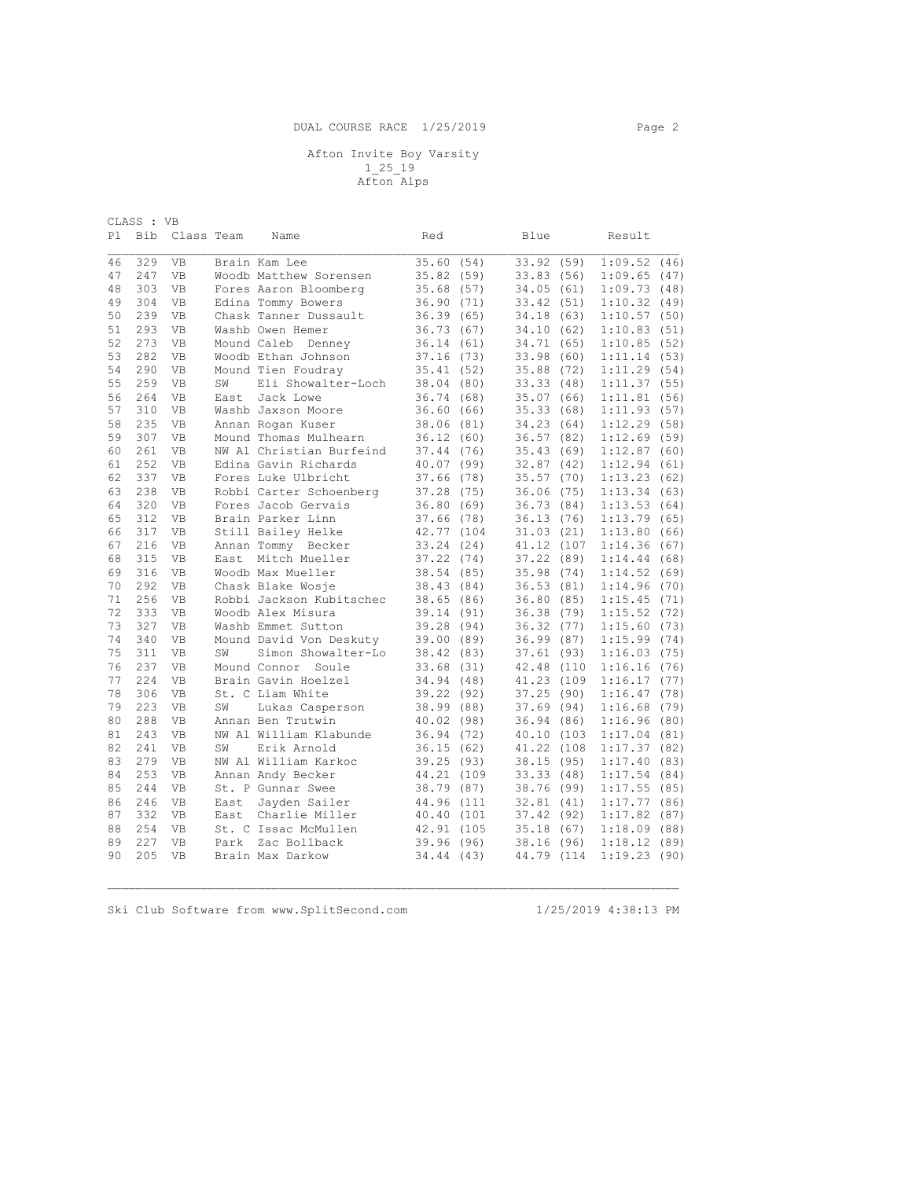DUAL COURSE RACE 1/25/2019

Afton Invite Boy Varsity
1_25_19
Afton Alps

CLASS : VB

| Pl | Bib | Class | Team | Name | Red | Blue | Result |
|---|---|---|---|---|---|---|---|
| 46 | 329 | VB | Brain | Kam Lee | 35.60 (54) | 33.92 (59) | 1:09.52 (46) |
| 47 | 247 | VB | Woodb | Matthew Sorensen | 35.82 (59) | 33.83 (56) | 1:09.65 (47) |
| 48 | 303 | VB | Fores | Aaron Bloomberg | 35.68 (57) | 34.05 (61) | 1:09.73 (48) |
| 49 | 304 | VB | Edina | Tommy Bowers | 36.90 (71) | 33.42 (51) | 1:10.32 (49) |
| 50 | 239 | VB | Chask | Tanner Dussault | 36.39 (65) | 34.18 (63) | 1:10.57 (50) |
| 51 | 293 | VB | Washb | Owen Hemer | 36.73 (67) | 34.10 (62) | 1:10.83 (51) |
| 52 | 273 | VB | Mound | Caleb Denney | 36.14 (61) | 34.71 (65) | 1:10.85 (52) |
| 53 | 282 | VB | Woodb | Ethan Johnson | 37.16 (73) | 33.98 (60) | 1:11.14 (53) |
| 54 | 290 | VB | Mound | Tien Foudray | 35.41 (52) | 35.88 (72) | 1:11.29 (54) |
| 55 | 259 | VB | SW | Eli Showalter-Loch | 38.04 (80) | 33.33 (48) | 1:11.37 (55) |
| 56 | 264 | VB | East | Jack Lowe | 36.74 (68) | 35.07 (66) | 1:11.81 (56) |
| 57 | 310 | VB | Washb | Jaxson Moore | 36.60 (66) | 35.33 (68) | 1:11.93 (57) |
| 58 | 235 | VB | Annan | Rogan Kuser | 38.06 (81) | 34.23 (64) | 1:12.29 (58) |
| 59 | 307 | VB | Mound | Thomas Mulhearn | 36.12 (60) | 36.57 (82) | 1:12.69 (59) |
| 60 | 261 | VB | NW Al | Christian Burfeind | 37.44 (76) | 35.43 (69) | 1:12.87 (60) |
| 61 | 252 | VB | Edina | Gavin Richards | 40.07 (99) | 32.87 (42) | 1:12.94 (61) |
| 62 | 337 | VB | Fores | Luke Ulbricht | 37.66 (78) | 35.57 (70) | 1:13.23 (62) |
| 63 | 238 | VB | Robbi | Carter Schoenberg | 37.28 (75) | 36.06 (75) | 1:13.34 (63) |
| 64 | 320 | VB | Fores | Jacob Gervais | 36.80 (69) | 36.73 (84) | 1:13.53 (64) |
| 65 | 312 | VB | Brain | Parker Linn | 37.66 (78) | 36.13 (76) | 1:13.79 (65) |
| 66 | 317 | VB | Still | Bailey Helke | 42.77 (104 | 31.03 (21) | 1:13.80 (66) |
| 67 | 216 | VB | Annan | Tommy Becker | 33.24 (24) | 41.12 (107 | 1:14.36 (67) |
| 68 | 315 | VB | East | Mitch Mueller | 37.22 (74) | 37.22 (89) | 1:14.44 (68) |
| 69 | 316 | VB | Woodb | Max Mueller | 38.54 (85) | 35.98 (74) | 1:14.52 (69) |
| 70 | 292 | VB | Chask | Blake Wosje | 38.43 (84) | 36.53 (81) | 1:14.96 (70) |
| 71 | 256 | VB | Robbi | Jackson Kubitschec | 38.65 (86) | 36.80 (85) | 1:15.45 (71) |
| 72 | 333 | VB | Woodb | Alex Misura | 39.14 (91) | 36.38 (79) | 1:15.52 (72) |
| 73 | 327 | VB | Washb | Emmet Sutton | 39.28 (94) | 36.32 (77) | 1:15.60 (73) |
| 74 | 340 | VB | Mound | David Von Deskuty | 39.00 (89) | 36.99 (87) | 1:15.99 (74) |
| 75 | 311 | VB | SW | Simon Showalter-Lo | 38.42 (83) | 37.61 (93) | 1:16.03 (75) |
| 76 | 237 | VB | Mound | Connor Soule | 33.68 (31) | 42.48 (110 | 1:16.16 (76) |
| 77 | 224 | VB | Brain | Gavin Hoelzel | 34.94 (48) | 41.23 (109 | 1:16.17 (77) |
| 78 | 306 | VB | St. C | Liam White | 39.22 (92) | 37.25 (90) | 1:16.47 (78) |
| 79 | 223 | VB | SW | Lukas Casperson | 38.99 (88) | 37.69 (94) | 1:16.68 (79) |
| 80 | 288 | VB | Annan | Ben Trutwin | 40.02 (98) | 36.94 (86) | 1:16.96 (80) |
| 81 | 243 | VB | NW Al | William Klabunde | 36.94 (72) | 40.10 (103 | 1:17.04 (81) |
| 82 | 241 | VB | SW | Erik Arnold | 36.15 (62) | 41.22 (108 | 1:17.37 (82) |
| 83 | 279 | VB | NW Al | William Karkoc | 39.25 (93) | 38.15 (95) | 1:17.40 (83) |
| 84 | 253 | VB | Annan | Andy Becker | 44.21 (109 | 33.33 (48) | 1:17.54 (84) |
| 85 | 244 | VB | St. P | Gunnar Swee | 38.79 (87) | 38.76 (99) | 1:17.55 (85) |
| 86 | 246 | VB | East | Jayden Sailer | 44.96 (111 | 32.81 (41) | 1:17.77 (86) |
| 87 | 332 | VB | East | Charlie Miller | 40.40 (101 | 37.42 (92) | 1:17.82 (87) |
| 88 | 254 | VB | St. C | Issac McMullen | 42.91 (105 | 35.18 (67) | 1:18.09 (88) |
| 89 | 227 | VB | Park | Zac Bollback | 39.96 (96) | 38.16 (96) | 1:18.12 (89) |
| 90 | 205 | VB | Brain | Max Darkow | 34.44 (43) | 44.79 (114 | 1:19.23 (90) |

Ski Club Software from www.SplitSecond.com 1/25/2019 4:38:13 PM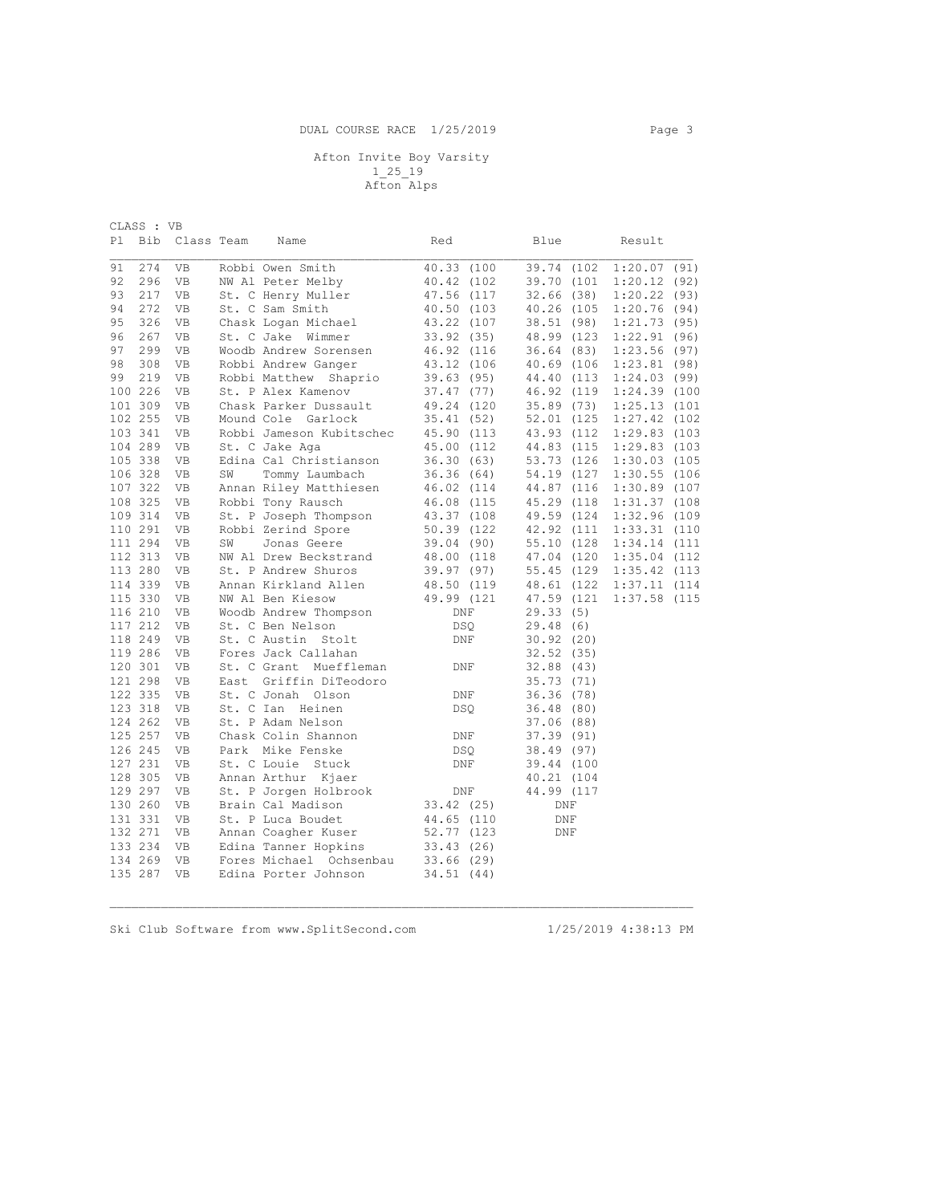DUAL COURSE RACE 1/25/2019

Afton Invite Boy Varsity
1_25_19
Afton Alps

CLASS : VB

| Pl | Bib | Class | Team | Name | Red | Blue | Result |
|---|---|---|---|---|---|---|---|
| 91 | 274 | VB | Robbi | Owen Smith | 40.33 (100 | 39.74 (102 | 1:20.07 (91) |
| 92 | 296 | VB | NW Al | Peter Melby | 40.42 (102 | 39.70 (101 | 1:20.12 (92) |
| 93 | 217 | VB | St. C | Henry Muller | 47.56 (117 | 32.66 (38) | 1:20.22 (93) |
| 94 | 272 | VB | St. C | Sam Smith | 40.50 (103 | 40.26 (105 | 1:20.76 (94) |
| 95 | 326 | VB | Chask | Logan Michael | 43.22 (107 | 38.51 (98) | 1:21.73 (95) |
| 96 | 267 | VB | St. C | Jake Wimmer | 33.92 (35) | 48.99 (123 | 1:22.91 (96) |
| 97 | 299 | VB | Woodb | Andrew Sorensen | 46.92 (116 | 36.64 (83) | 1:23.56 (97) |
| 98 | 308 | VB | Robbi | Andrew Ganger | 43.12 (106 | 40.69 (106 | 1:23.81 (98) |
| 99 | 219 | VB | Robbi | Matthew Shaprio | 39.63 (95) | 44.40 (113 | 1:24.03 (99) |
| 100 | 226 | VB | St. P | Alex Kamenov | 37.47 (77) | 46.92 (119 | 1:24.39 (100 |
| 101 | 309 | VB | Chask | Parker Dussault | 49.24 (120 | 35.89 (73) | 1:25.13 (101 |
| 102 | 255 | VB | Mound | Cole Garlock | 35.41 (52) | 52.01 (125 | 1:27.42 (102 |
| 103 | 341 | VB | Robbi | Jameson Kubitschec | 45.90 (113 | 43.93 (112 | 1:29.83 (103 |
| 104 | 289 | VB | St. C | Jake Aga | 45.00 (112 | 44.83 (115 | 1:29.83 (103 |
| 105 | 338 | VB | Edina | Cal Christianson | 36.30 (63) | 53.73 (126 | 1:30.03 (105 |
| 106 | 328 | VB | SW | Tommy Laumbach | 36.36 (64) | 54.19 (127 | 1:30.55 (106 |
| 107 | 322 | VB | Annan | Riley Matthiesen | 46.02 (114 | 44.87 (116 | 1:30.89 (107 |
| 108 | 325 | VB | Robbi | Tony Rausch | 46.08 (115 | 45.29 (118 | 1:31.37 (108 |
| 109 | 314 | VB | St. P | Joseph Thompson | 43.37 (108 | 49.59 (124 | 1:32.96 (109 |
| 110 | 291 | VB | Robbi | Zerind Spore | 50.39 (122 | 42.92 (111 | 1:33.31 (110 |
| 111 | 294 | VB | SW | Jonas Geere | 39.04 (90) | 55.10 (128 | 1:34.14 (111 |
| 112 | 313 | VB | NW Al | Drew Beckstrand | 48.00 (118 | 47.04 (120 | 1:35.04 (112 |
| 113 | 280 | VB | St. P | Andrew Shuros | 39.97 (97) | 55.45 (129 | 1:35.42 (113 |
| 114 | 339 | VB | Annan | Kirkland Allen | 48.50 (119 | 48.61 (122 | 1:37.11 (114 |
| 115 | 330 | VB | NW Al | Ben Kiesow | 49.99 (121 | 47.59 (121 | 1:37.58 (115 |
| 116 | 210 | VB | Woodb | Andrew Thompson | DNF | 29.33 (5) | |
| 117 | 212 | VB | St. C | Ben Nelson | DSQ | 29.48 (6) | |
| 118 | 249 | VB | St. C | Austin Stolt | DNF | 30.92 (20) | |
| 119 | 286 | VB | Fores | Jack Callahan | | 32.52 (35) | |
| 120 | 301 | VB | St. C | Grant Mueffleman | DNF | 32.88 (43) | |
| 121 | 298 | VB | East | Griffin DiTeodoro | | 35.73 (71) | |
| 122 | 335 | VB | St. C | Jonah Olson | DNF | 36.36 (78) | |
| 123 | 318 | VB | St. C | Ian Heinen | DSQ | 36.48 (80) | |
| 124 | 262 | VB | St. P | Adam Nelson | | 37.06 (88) | |
| 125 | 257 | VB | Chask | Colin Shannon | DNF | 37.39 (91) | |
| 126 | 245 | VB | Park | Mike Fenske | DSQ | 38.49 (97) | |
| 127 | 231 | VB | St. C | Louie Stuck | DNF | 39.44 (100 | |
| 128 | 305 | VB | Annan | Arthur Kjaer | | 40.21 (104 | |
| 129 | 297 | VB | St. P | Jorgen Holbrook | DNF | 44.99 (117 | |
| 130 | 260 | VB | Brain | Cal Madison | 33.42 (25) | DNF | |
| 131 | 331 | VB | St. P | Luca Boudet | 44.65 (110 | DNF | |
| 132 | 271 | VB | Annan | Coagher Kuser | 52.77 (123 | DNF | |
| 133 | 234 | VB | Edina | Tanner Hopkins | 33.43 (26) | | |
| 134 | 269 | VB | Fores | Michael Ochsenbau | 33.66 (29) | | |
| 135 | 287 | VB | Edina | Porter Johnson | 34.51 (44) | | |

Ski Club Software from www.SplitSecond.com 1/25/2019 4:38:13 PM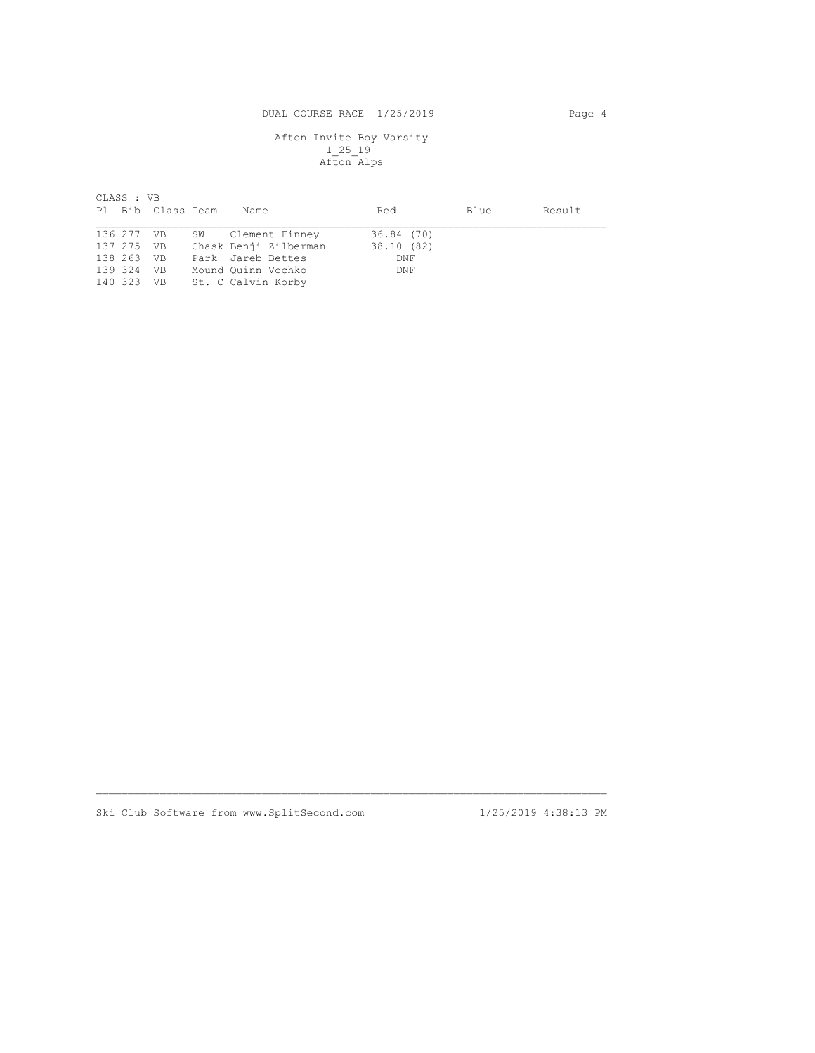DUAL COURSE RACE 1/25/2019

Afton Invite Boy Varsity
1_25_19
Afton Alps

CLASS : VB

| Pl | Bib | Class | Team | Name | Red | Blue | Result |
|---|---|---|---|---|---|---|---|
| 136 | 277 | VB | SW | Clement Finney | 36.84 (70) | | |
| 137 | 275 | VB | Chask | Benji Zilberman | 38.10 (82) | | |
| 138 | 263 | VB | Park | Jareb Bettes | DNF | | |
| 139 | 324 | VB | Mound | Quinn Vochko | DNF | | |
| 140 | 323 | VB | St. C | Calvin Korby | | | |

Ski Club Software from www.SplitSecond.com 1/25/2019 4:38:13 PM